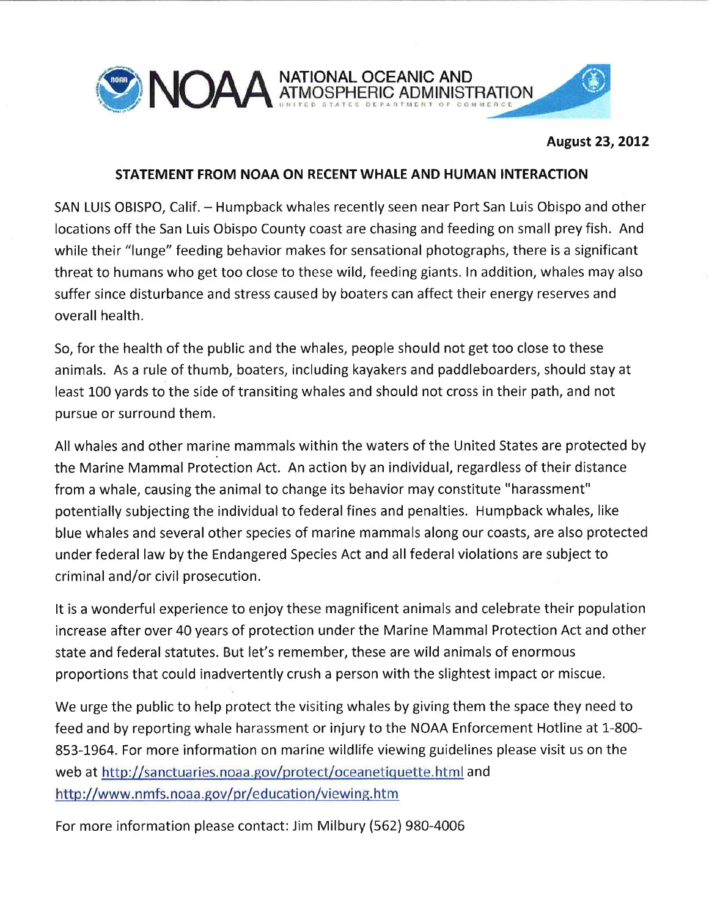NOAA NATIONAL OCEANIC AND ATMOSPHERIC ADMINISTRATION
UNITED STATES DEPARTMENT OF COMMERCE

**August 23, 2012**

**STATEMENT FROM NOAA ON RECENT WHALE AND HUMAN INTERACTION**

SAN LUIS OBISPO, Calif. – Humpback whales recently seen near Port San Luis Obispo and other locations off the San Luis Obispo County coast are chasing and feeding on small prey fish. And while their "lunge" feeding behavior makes for sensational photographs, there is a significant threat to humans who get too close to these wild, feeding giants. In addition, whales may also suffer since disturbance and stress caused by boaters can affect their energy reserves and overall health.

So, for the health of the public and the whales, people should not get too close to these animals. As a rule of thumb, boaters, including kayakers and paddleboarders, should stay at least 100 yards to the side of transiting whales and should not cross in their path, and not pursue or surround them.

All whales and other marine mammals within the waters of the United States are protected by the Marine Mammal Protection Act. An action by an individual, regardless of their distance from a whale, causing the animal to change its behavior may constitute "harassment" potentially subjecting the individual to federal fines and penalties. Humpback whales, like blue whales and several other species of marine mammals along our coasts, are also protected under federal law by the Endangered Species Act and all federal violations are subject to criminal and/or civil prosecution.

It is a wonderful experience to enjoy these magnificent animals and celebrate their population increase after over 40 years of protection under the Marine Mammal Protection Act and other state and federal statutes. But let's remember, these are wild animals of enormous proportions that could inadvertently crush a person with the slightest impact or miscue.

We urge the public to help protect the visiting whales by giving them the space they need to feed and by reporting whale harassment or injury to the NOAA Enforcement Hotline at 1-800-853-1964. For more information on marine wildlife viewing guidelines please visit us on the web at http://sanctuaries.noaa.gov/protect/oceanetiquette.html and http://www.nmfs.noaa.gov/pr/education/viewing.htm

For more information please contact: Jim Milbury (562) 980-4006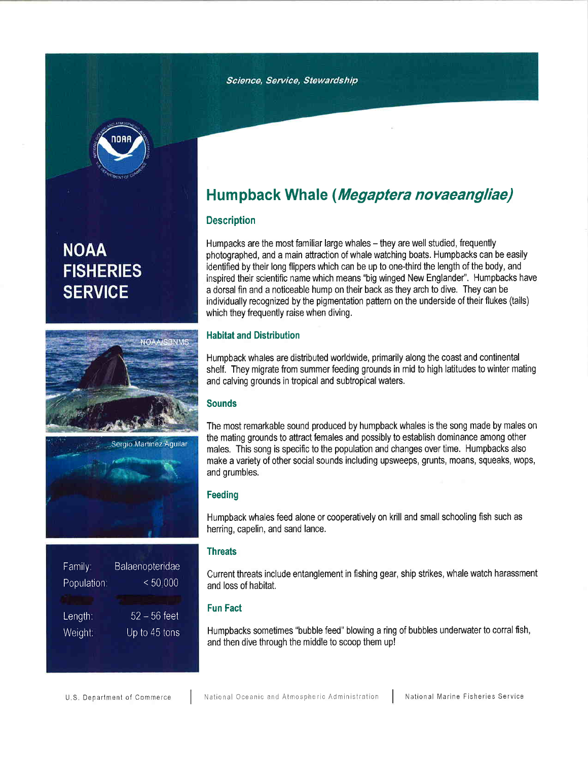*Science, Service, Stewardship*

# NOAA FISHERIES SERVICE

NOAA/SBNMS

Sergio Martinez Aguilar

| | |
|---|---|
| Family: | Balaenopteridae |
| Population: | < 50,000 |
| Length: | 52 – 56 feet |
| Weight: | Up to 45 tons |

## Humpback Whale (*Megaptera novaeangliae)*

### Description

Humpacks are the most familiar large whales – they are well studied, frequently photographed, and a main attraction of whale watching boats. Humpbacks can be easily identified by their long flippers which can be up to one-third the length of the body, and inspired their scientific name which means "big winged New Englander". Humpbacks have a dorsal fin and a noticeable hump on their back as they arch to dive. They can be individually recognized by the pigmentation pattern on the underside of their flukes (tails) which they frequently raise when diving.

### Habitat and Distribution

Humpback whales are distributed worldwide, primarily along the coast and continental shelf. They migrate from summer feeding grounds in mid to high latitudes to winter mating and calving grounds in tropical and subtropical waters.

### Sounds

The most remarkable sound produced by humpback whales is the song made by males on the mating grounds to attract females and possibly to establish dominance among other males. This song is specific to the population and changes over time. Humpbacks also make a variety of other social sounds including upsweeps, grunts, moans, squeaks, wops, and grumbles.

### Feeding

Humpback whales feed alone or cooperatively on krill and small schooling fish such as herring, capelin, and sand lance.

### Threats

Current threats include entanglement in fishing gear, ship strikes, whale watch harassment and loss of habitat.

### Fun Fact

Humpbacks sometimes "bubble feed" blowing a ring of bubbles underwater to corral fish, and then dive through the middle to scoop them up!

U.S. Department of Commerce | National Oceanic and Atmospheric Administration | National Marine Fisheries Service